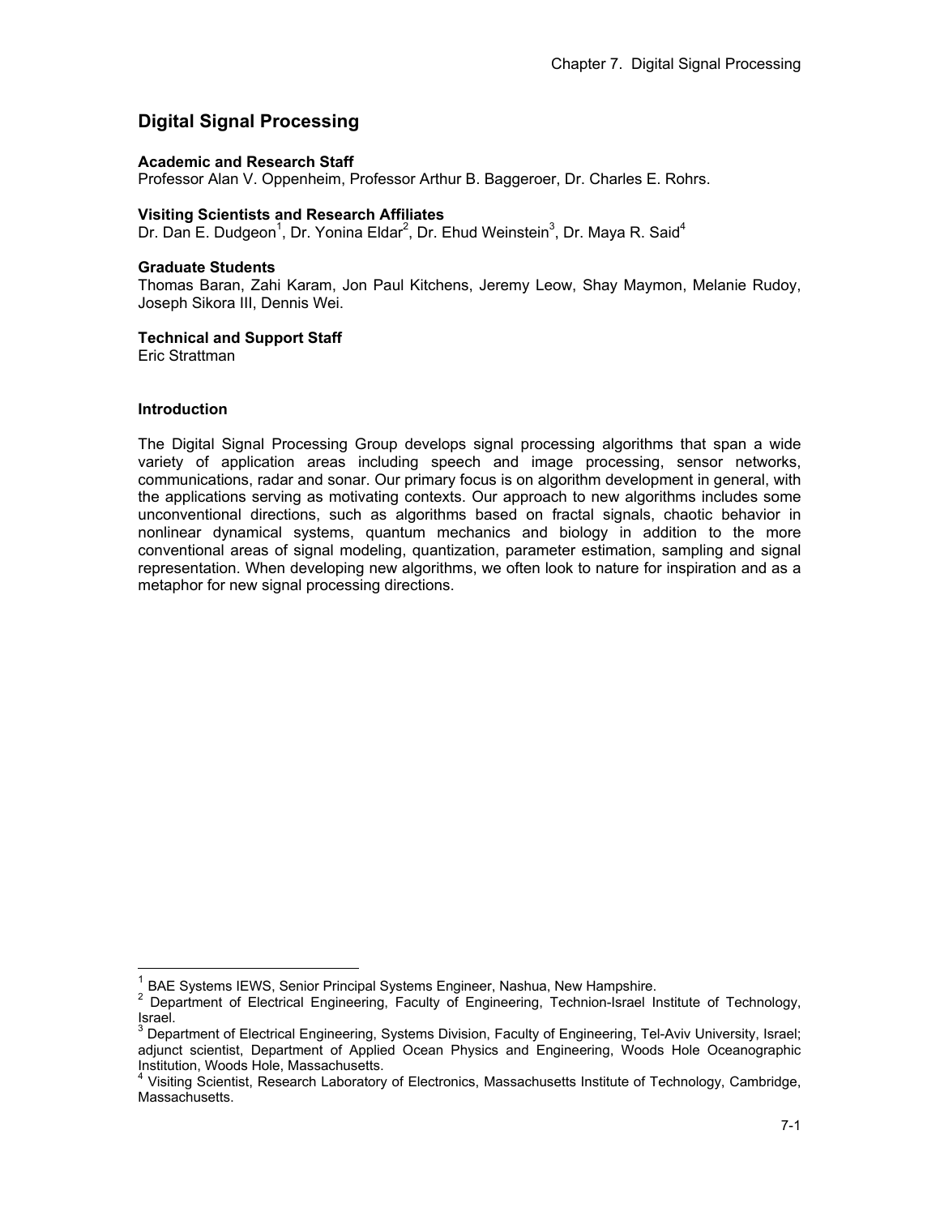# Digital Signal Processing

**Academic and Research Staff**
Professor Alan V. Oppenheim, Professor Arthur B. Baggeroer, Dr. Charles E. Rohrs.

**Visiting Scientists and Research Affiliates**
Dr. Dan E. Dudgeon[1], Dr. Yonina Eldar[2], Dr. Ehud Weinstein[3], Dr. Maya R. Said[4]

**Graduate Students**
Thomas Baran, Zahi Karam, Jon Paul Kitchens, Jeremy Leow, Shay Maymon, Melanie Rudoy, Joseph Sikora III, Dennis Wei.

**Technical and Support Staff**
Eric Strattman

## Introduction

The Digital Signal Processing Group develops signal processing algorithms that span a wide variety of application areas including speech and image processing, sensor networks, communications, radar and sonar. Our primary focus is on algorithm development in general, with the applications serving as motivating contexts. Our approach to new algorithms includes some unconventional directions, such as algorithms based on fractal signals, chaotic behavior in nonlinear dynamical systems, quantum mechanics and biology in addition to the more conventional areas of signal modeling, quantization, parameter estimation, sampling and signal representation. When developing new algorithms, we often look to nature for inspiration and as a metaphor for new signal processing directions.

---

[1] BAE Systems IEWS, Senior Principal Systems Engineer, Nashua, New Hampshire.

[2] Department of Electrical Engineering, Faculty of Engineering, Technion-Israel Institute of Technology, Israel.

[3] Department of Electrical Engineering, Systems Division, Faculty of Engineering, Tel-Aviv University, Israel; adjunct scientist, Department of Applied Ocean Physics and Engineering, Woods Hole Oceanographic Institution, Woods Hole, Massachusetts.

[4] Visiting Scientist, Research Laboratory of Electronics, Massachusetts Institute of Technology, Cambridge, Massachusetts.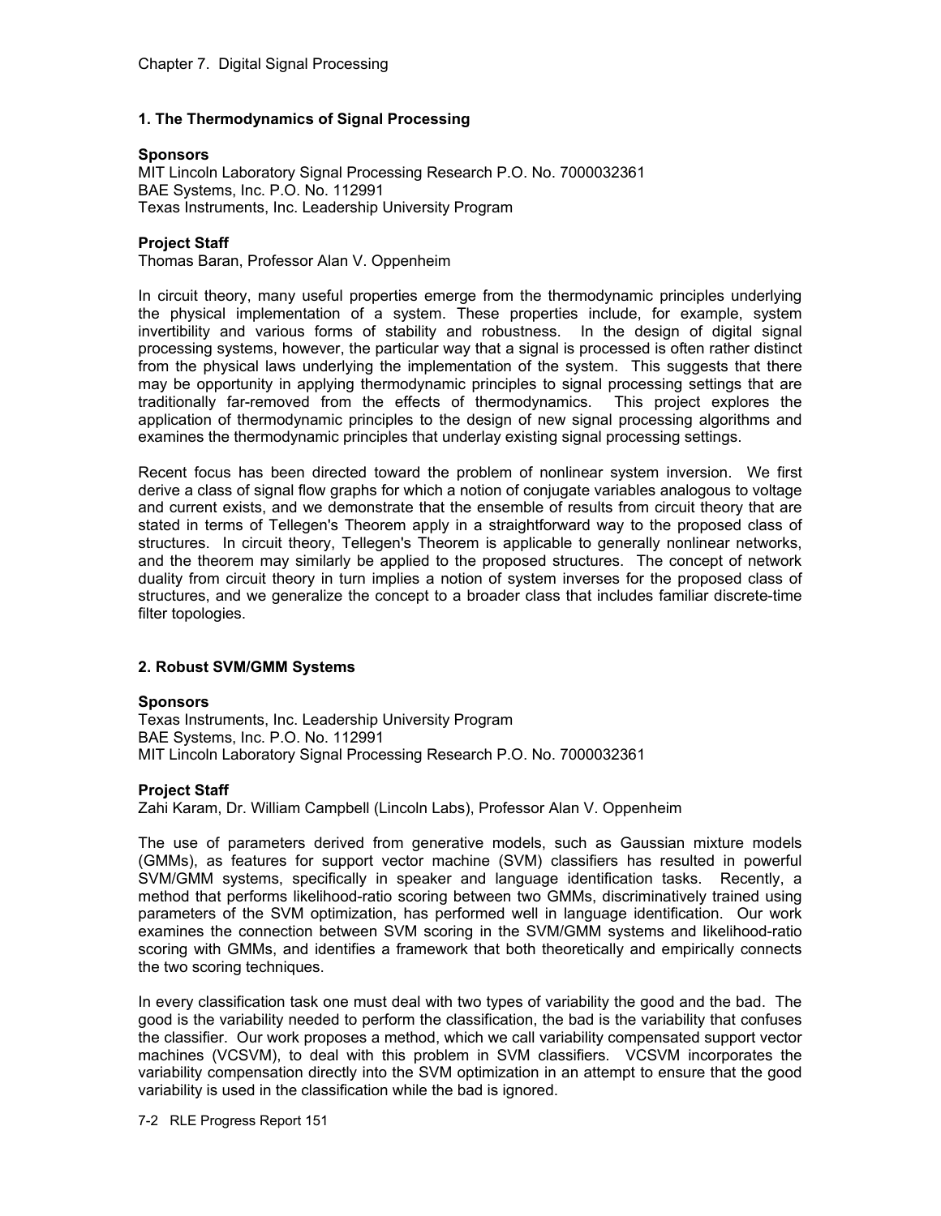## 1. The Thermodynamics of Signal Processing

**Sponsors**
MIT Lincoln Laboratory Signal Processing Research P.O. No. 7000032361
BAE Systems, Inc. P.O. No. 112991
Texas Instruments, Inc. Leadership University Program

**Project Staff**
Thomas Baran, Professor Alan V. Oppenheim

In circuit theory, many useful properties emerge from the thermodynamic principles underlying the physical implementation of a system. These properties include, for example, system invertibility and various forms of stability and robustness. In the design of digital signal processing systems, however, the particular way that a signal is processed is often rather distinct from the physical laws underlying the implementation of the system. This suggests that there may be opportunity in applying thermodynamic principles to signal processing settings that are traditionally far-removed from the effects of thermodynamics. This project explores the application of thermodynamic principles to the design of new signal processing algorithms and examines the thermodynamic principles that underlay existing signal processing settings.

Recent focus has been directed toward the problem of nonlinear system inversion. We first derive a class of signal flow graphs for which a notion of conjugate variables analogous to voltage and current exists, and we demonstrate that the ensemble of results from circuit theory that are stated in terms of Tellegen's Theorem apply in a straightforward way to the proposed class of structures. In circuit theory, Tellegen's Theorem is applicable to generally nonlinear networks, and the theorem may similarly be applied to the proposed structures. The concept of network duality from circuit theory in turn implies a notion of system inverses for the proposed class of structures, and we generalize the concept to a broader class that includes familiar discrete-time filter topologies.

## 2. Robust SVM/GMM Systems

**Sponsors**
Texas Instruments, Inc. Leadership University Program
BAE Systems, Inc. P.O. No. 112991
MIT Lincoln Laboratory Signal Processing Research P.O. No. 7000032361

**Project Staff**
Zahi Karam, Dr. William Campbell (Lincoln Labs), Professor Alan V. Oppenheim

The use of parameters derived from generative models, such as Gaussian mixture models (GMMs), as features for support vector machine (SVM) classifiers has resulted in powerful SVM/GMM systems, specifically in speaker and language identification tasks. Recently, a method that performs likelihood-ratio scoring between two GMMs, discriminatively trained using parameters of the SVM optimization, has performed well in language identification. Our work examines the connection between SVM scoring in the SVM/GMM systems and likelihood-ratio scoring with GMMs, and identifies a framework that both theoretically and empirically connects the two scoring techniques.

In every classification task one must deal with two types of variability the good and the bad. The good is the variability needed to perform the classification, the bad is the variability that confuses the classifier. Our work proposes a method, which we call variability compensated support vector machines (VCSVM), to deal with this problem in SVM classifiers. VCSVM incorporates the variability compensation directly into the SVM optimization in an attempt to ensure that the good variability is used in the classification while the bad is ignored.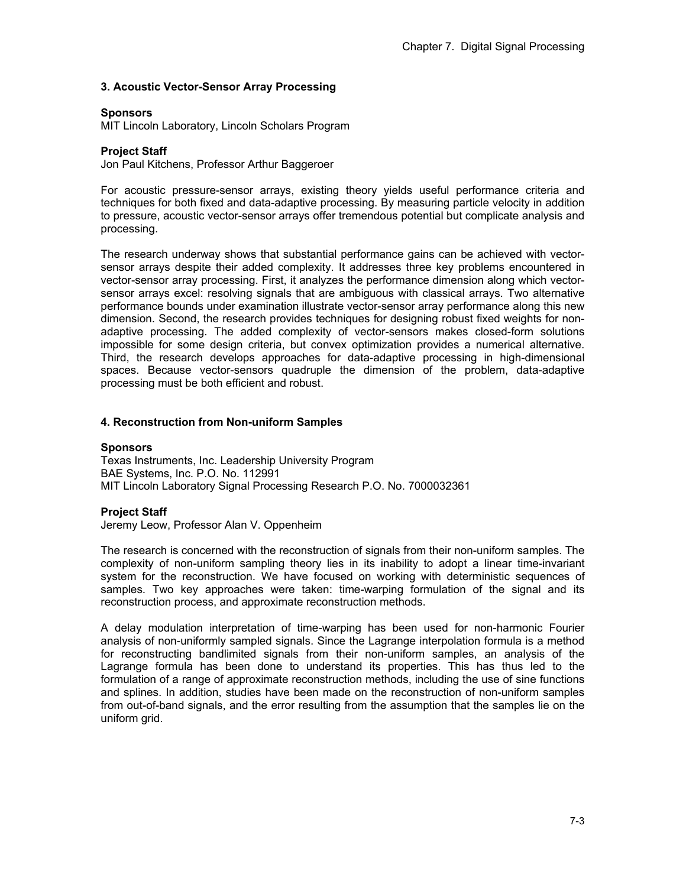### 3. Acoustic Vector-Sensor Array Processing

**Sponsors**

MIT Lincoln Laboratory, Lincoln Scholars Program

**Project Staff**

Jon Paul Kitchens, Professor Arthur Baggeroer

For acoustic pressure-sensor arrays, existing theory yields useful performance criteria and techniques for both fixed and data-adaptive processing. By measuring particle velocity in addition to pressure, acoustic vector-sensor arrays offer tremendous potential but complicate analysis and processing.

The research underway shows that substantial performance gains can be achieved with vector-sensor arrays despite their added complexity. It addresses three key problems encountered in vector-sensor array processing. First, it analyzes the performance dimension along which vector-sensor arrays excel: resolving signals that are ambiguous with classical arrays. Two alternative performance bounds under examination illustrate vector-sensor array performance along this new dimension. Second, the research provides techniques for designing robust fixed weights for non-adaptive processing. The added complexity of vector-sensors makes closed-form solutions impossible for some design criteria, but convex optimization provides a numerical alternative. Third, the research develops approaches for data-adaptive processing in high-dimensional spaces. Because vector-sensors quadruple the dimension of the problem, data-adaptive processing must be both efficient and robust.

### 4. Reconstruction from Non-uniform Samples

**Sponsors**

Texas Instruments, Inc. Leadership University Program
BAE Systems, Inc. P.O. No. 112991
MIT Lincoln Laboratory Signal Processing Research P.O. No. 7000032361

**Project Staff**

Jeremy Leow, Professor Alan V. Oppenheim

The research is concerned with the reconstruction of signals from their non-uniform samples. The complexity of non-uniform sampling theory lies in its inability to adopt a linear time-invariant system for the reconstruction. We have focused on working with deterministic sequences of samples. Two key approaches were taken: time-warping formulation of the signal and its reconstruction process, and approximate reconstruction methods.

A delay modulation interpretation of time-warping has been used for non-harmonic Fourier analysis of non-uniformly sampled signals. Since the Lagrange interpolation formula is a method for reconstructing bandlimited signals from their non-uniform samples, an analysis of the Lagrange formula has been done to understand its properties. This has thus led to the formulation of a range of approximate reconstruction methods, including the use of sine functions and splines. In addition, studies have been made on the reconstruction of non-uniform samples from out-of-band signals, and the error resulting from the assumption that the samples lie on the uniform grid.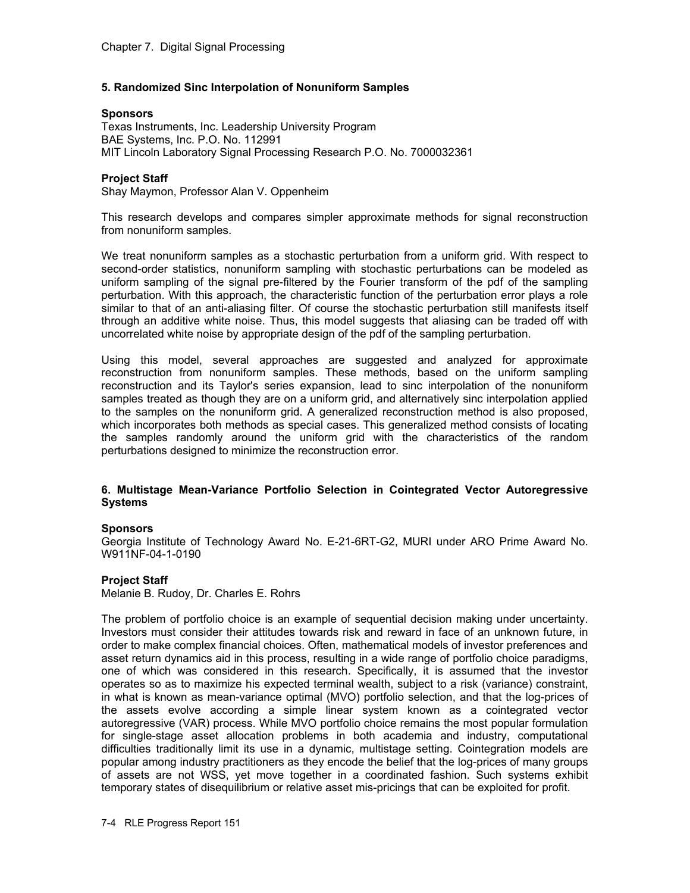### 5. Randomized Sinc Interpolation of Nonuniform Samples

**Sponsors**

Texas Instruments, Inc. Leadership University Program
BAE Systems, Inc. P.O. No. 112991
MIT Lincoln Laboratory Signal Processing Research P.O. No. 7000032361

**Project Staff**

Shay Maymon, Professor Alan V. Oppenheim

This research develops and compares simpler approximate methods for signal reconstruction from nonuniform samples.

We treat nonuniform samples as a stochastic perturbation from a uniform grid. With respect to second-order statistics, nonuniform sampling with stochastic perturbations can be modeled as uniform sampling of the signal pre-filtered by the Fourier transform of the pdf of the sampling perturbation. With this approach, the characteristic function of the perturbation error plays a role similar to that of an anti-aliasing filter. Of course the stochastic perturbation still manifests itself through an additive white noise. Thus, this model suggests that aliasing can be traded off with uncorrelated white noise by appropriate design of the pdf of the sampling perturbation.

Using this model, several approaches are suggested and analyzed for approximate reconstruction from nonuniform samples. These methods, based on the uniform sampling reconstruction and its Taylor's series expansion, lead to sinc interpolation of the nonuniform samples treated as though they are on a uniform grid, and alternatively sinc interpolation applied to the samples on the nonuniform grid. A generalized reconstruction method is also proposed, which incorporates both methods as special cases. This generalized method consists of locating the samples randomly around the uniform grid with the characteristics of the random perturbations designed to minimize the reconstruction error.

### 6. Multistage Mean-Variance Portfolio Selection in Cointegrated Vector Autoregressive Systems

**Sponsors**

Georgia Institute of Technology Award No. E-21-6RT-G2, MURI under ARO Prime Award No. W911NF-04-1-0190

**Project Staff**

Melanie B. Rudoy, Dr. Charles E. Rohrs

The problem of portfolio choice is an example of sequential decision making under uncertainty. Investors must consider their attitudes towards risk and reward in face of an unknown future, in order to make complex financial choices. Often, mathematical models of investor preferences and asset return dynamics aid in this process, resulting in a wide range of portfolio choice paradigms, one of which was considered in this research. Specifically, it is assumed that the investor operates so as to maximize his expected terminal wealth, subject to a risk (variance) constraint, in what is known as mean-variance optimal (MVO) portfolio selection, and that the log-prices of the assets evolve according a simple linear system known as a cointegrated vector autoregressive (VAR) process. While MVO portfolio choice remains the most popular formulation for single-stage asset allocation problems in both academia and industry, computational difficulties traditionally limit its use in a dynamic, multistage setting. Cointegration models are popular among industry practitioners as they encode the belief that the log-prices of many groups of assets are not WSS, yet move together in a coordinated fashion. Such systems exhibit temporary states of disequilibrium or relative asset mis-pricings that can be exploited for profit.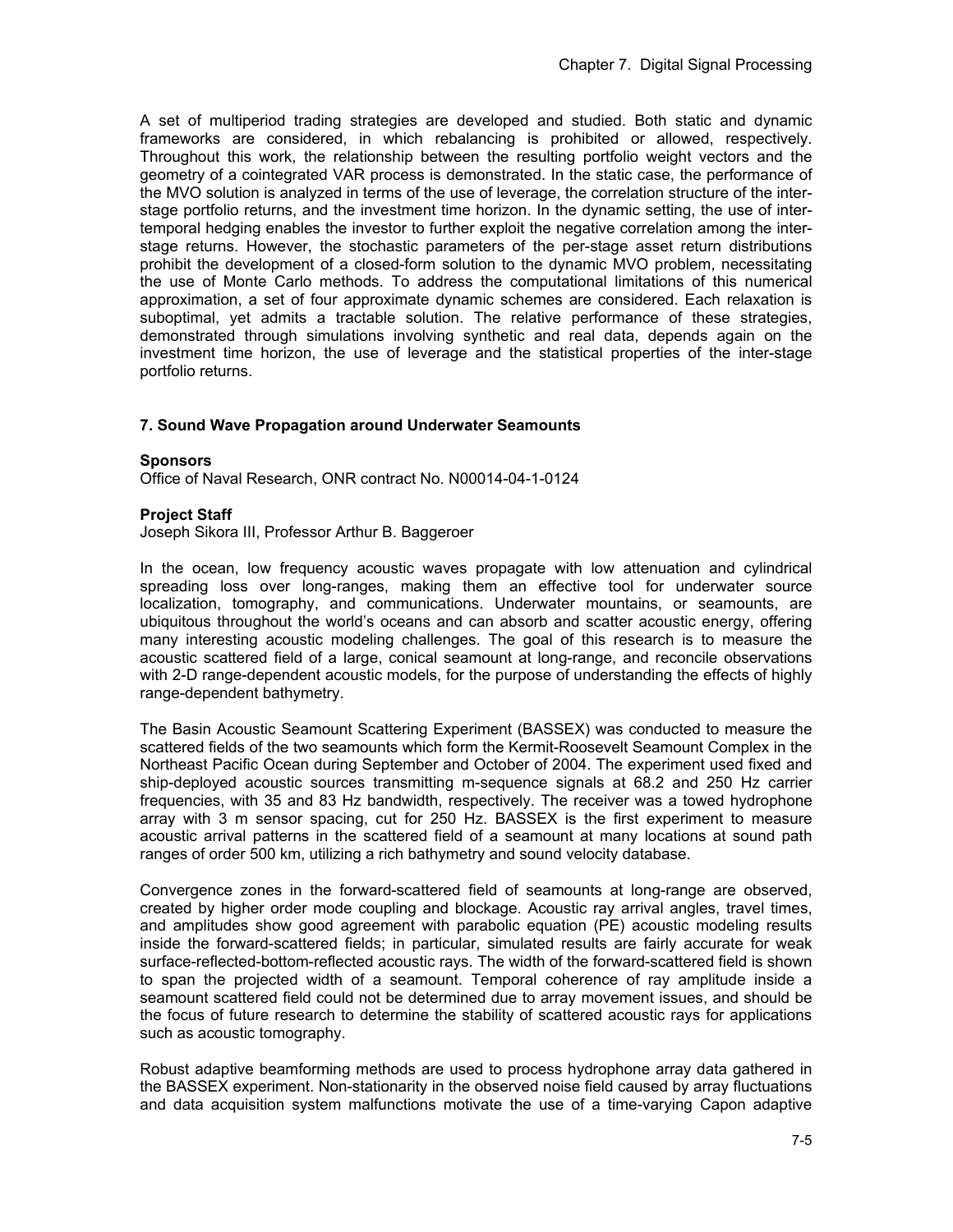A set of multiperiod trading strategies are developed and studied. Both static and dynamic frameworks are considered, in which rebalancing is prohibited or allowed, respectively. Throughout this work, the relationship between the resulting portfolio weight vectors and the geometry of a cointegrated VAR process is demonstrated. In the static case, the performance of the MVO solution is analyzed in terms of the use of leverage, the correlation structure of the inter-stage portfolio returns, and the investment time horizon. In the dynamic setting, the use of inter-temporal hedging enables the investor to further exploit the negative correlation among the inter-stage returns. However, the stochastic parameters of the per-stage asset return distributions prohibit the development of a closed-form solution to the dynamic MVO problem, necessitating the use of Monte Carlo methods. To address the computational limitations of this numerical approximation, a set of four approximate dynamic schemes are considered. Each relaxation is suboptimal, yet admits a tractable solution. The relative performance of these strategies, demonstrated through simulations involving synthetic and real data, depends again on the investment time horizon, the use of leverage and the statistical properties of the inter-stage portfolio returns.

### 7. Sound Wave Propagation around Underwater Seamounts

**Sponsors**

Office of Naval Research, ONR contract No. N00014-04-1-0124

**Project Staff**

Joseph Sikora III, Professor Arthur B. Baggeroer

In the ocean, low frequency acoustic waves propagate with low attenuation and cylindrical spreading loss over long-ranges, making them an effective tool for underwater source localization, tomography, and communications. Underwater mountains, or seamounts, are ubiquitous throughout the world's oceans and can absorb and scatter acoustic energy, offering many interesting acoustic modeling challenges. The goal of this research is to measure the acoustic scattered field of a large, conical seamount at long-range, and reconcile observations with 2-D range-dependent acoustic models, for the purpose of understanding the effects of highly range-dependent bathymetry.

The Basin Acoustic Seamount Scattering Experiment (BASSEX) was conducted to measure the scattered fields of the two seamounts which form the Kermit-Roosevelt Seamount Complex in the Northeast Pacific Ocean during September and October of 2004. The experiment used fixed and ship-deployed acoustic sources transmitting m-sequence signals at 68.2 and 250 Hz carrier frequencies, with 35 and 83 Hz bandwidth, respectively. The receiver was a towed hydrophone array with 3 m sensor spacing, cut for 250 Hz. BASSEX is the first experiment to measure acoustic arrival patterns in the scattered field of a seamount at many locations at sound path ranges of order 500 km, utilizing a rich bathymetry and sound velocity database.

Convergence zones in the forward-scattered field of seamounts at long-range are observed, created by higher order mode coupling and blockage. Acoustic ray arrival angles, travel times, and amplitudes show good agreement with parabolic equation (PE) acoustic modeling results inside the forward-scattered fields; in particular, simulated results are fairly accurate for weak surface-reflected-bottom-reflected acoustic rays. The width of the forward-scattered field is shown to span the projected width of a seamount. Temporal coherence of ray amplitude inside a seamount scattered field could not be determined due to array movement issues, and should be the focus of future research to determine the stability of scattered acoustic rays for applications such as acoustic tomography.

Robust adaptive beamforming methods are used to process hydrophone array data gathered in the BASSEX experiment. Non-stationarity in the observed noise field caused by array fluctuations and data acquisition system malfunctions motivate the use of a time-varying Capon adaptive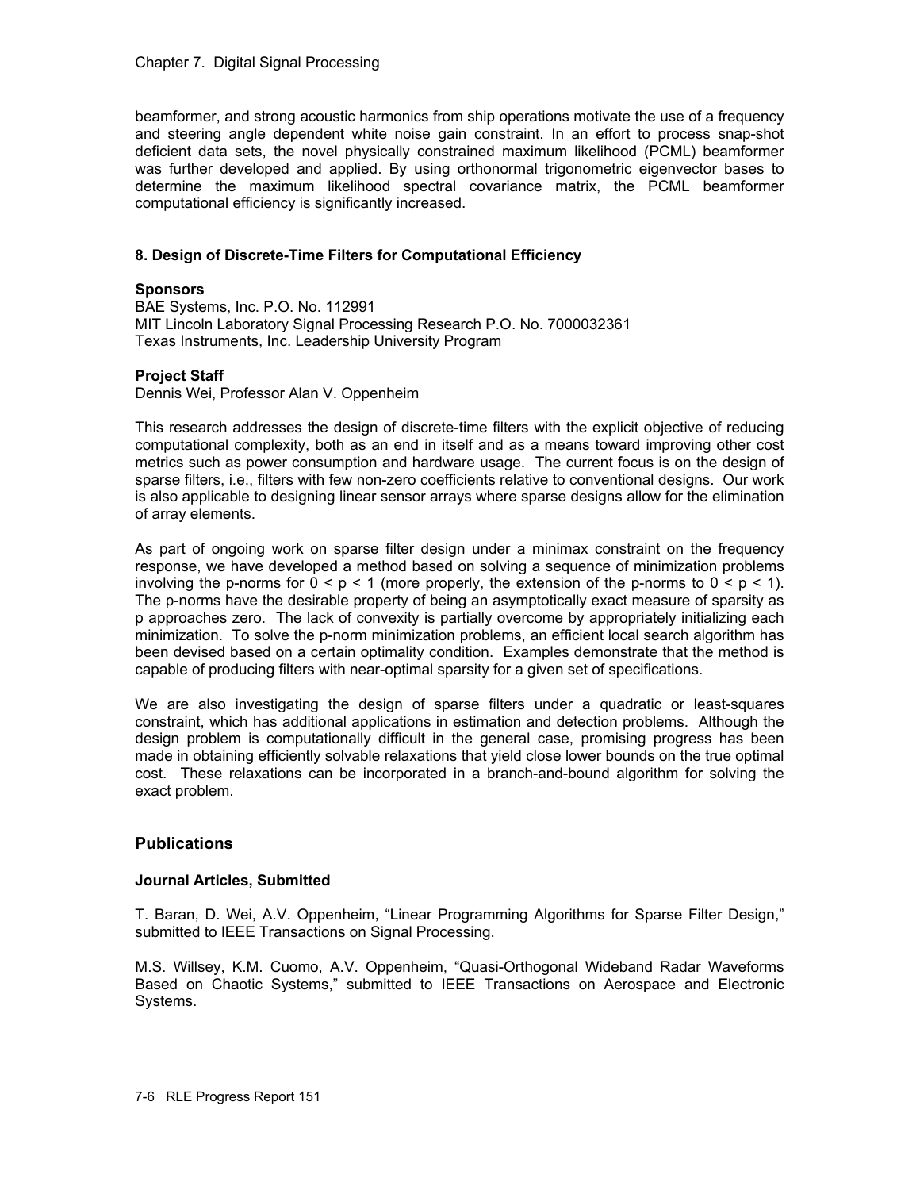beamformer, and strong acoustic harmonics from ship operations motivate the use of a frequency and steering angle dependent white noise gain constraint. In an effort to process snap-shot deficient data sets, the novel physically constrained maximum likelihood (PCML) beamformer was further developed and applied. By using orthonormal trigonometric eigenvector bases to determine the maximum likelihood spectral covariance matrix, the PCML beamformer computational efficiency is significantly increased.

### 8. Design of Discrete-Time Filters for Computational Efficiency

**Sponsors**

BAE Systems, Inc. P.O. No. 112991
MIT Lincoln Laboratory Signal Processing Research P.O. No. 7000032361
Texas Instruments, Inc. Leadership University Program

**Project Staff**

Dennis Wei, Professor Alan V. Oppenheim

This research addresses the design of discrete-time filters with the explicit objective of reducing computational complexity, both as an end in itself and as a means toward improving other cost metrics such as power consumption and hardware usage. The current focus is on the design of sparse filters, i.e., filters with few non-zero coefficients relative to conventional designs. Our work is also applicable to designing linear sensor arrays where sparse designs allow for the elimination of array elements.

As part of ongoing work on sparse filter design under a minimax constraint on the frequency response, we have developed a method based on solving a sequence of minimization problems involving the p-norms for $0 < p < 1$ (more properly, the extension of the p-norms to $0 < p < 1$). The p-norms have the desirable property of being an asymptotically exact measure of sparsity as p approaches zero. The lack of convexity is partially overcome by appropriately initializing each minimization. To solve the p-norm minimization problems, an efficient local search algorithm has been devised based on a certain optimality condition. Examples demonstrate that the method is capable of producing filters with near-optimal sparsity for a given set of specifications.

We are also investigating the design of sparse filters under a quadratic or least-squares constraint, which has additional applications in estimation and detection problems. Although the design problem is computationally difficult in the general case, promising progress has been made in obtaining efficiently solvable relaxations that yield close lower bounds on the true optimal cost. These relaxations can be incorporated in a branch-and-bound algorithm for solving the exact problem.

## Publications

### Journal Articles, Submitted

T. Baran, D. Wei, A.V. Oppenheim, "Linear Programming Algorithms for Sparse Filter Design," submitted to IEEE Transactions on Signal Processing.

M.S. Willsey, K.M. Cuomo, A.V. Oppenheim, "Quasi-Orthogonal Wideband Radar Waveforms Based on Chaotic Systems," submitted to IEEE Transactions on Aerospace and Electronic Systems.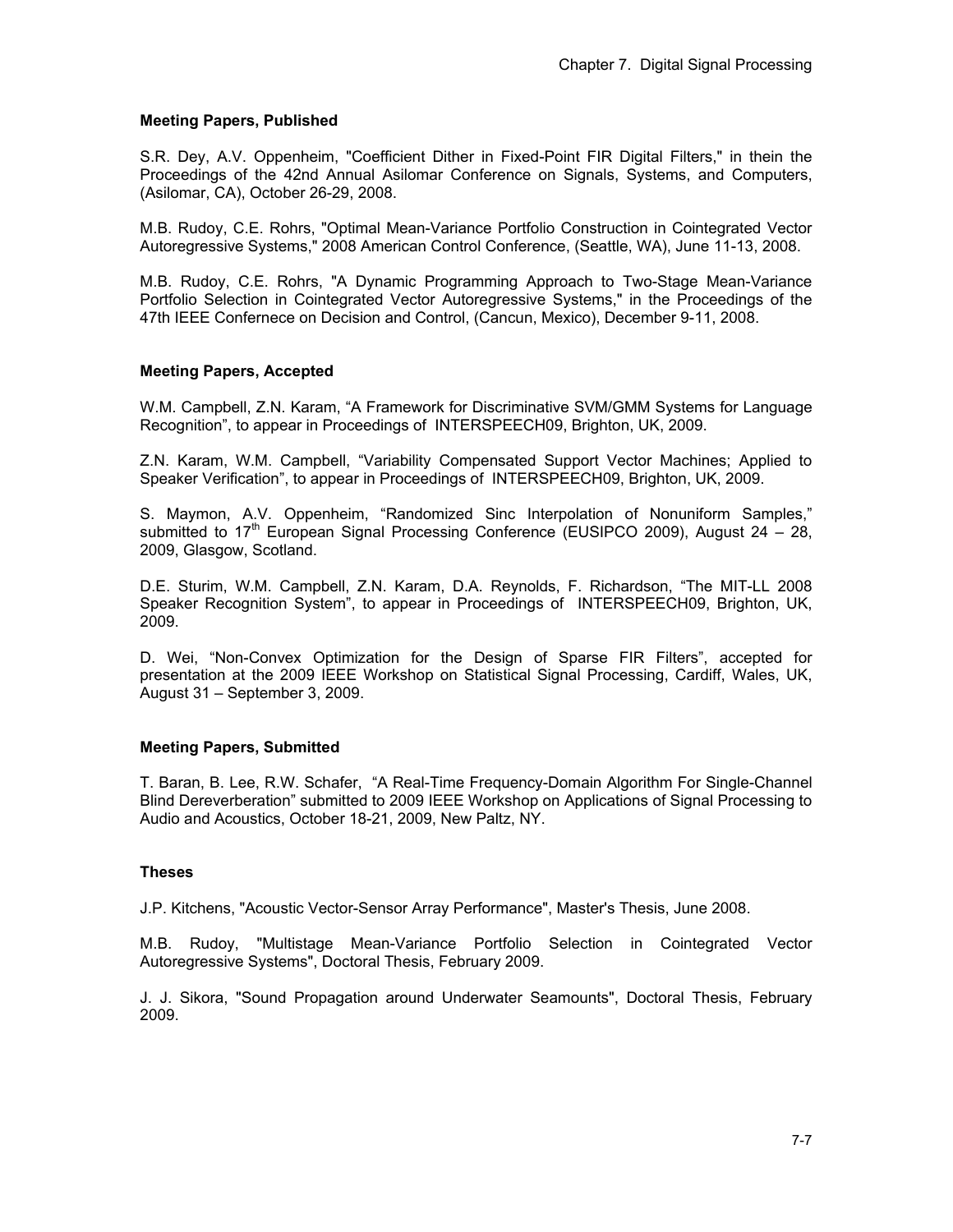**Meeting Papers, Published**

S.R. Dey, A.V. Oppenheim, "Coefficient Dither in Fixed-Point FIR Digital Filters," in thein the Proceedings of the 42nd Annual Asilomar Conference on Signals, Systems, and Computers, (Asilomar, CA), October 26-29, 2008.

M.B. Rudoy, C.E. Rohrs, "Optimal Mean-Variance Portfolio Construction in Cointegrated Vector Autoregressive Systems," 2008 American Control Conference, (Seattle, WA), June 11-13, 2008.

M.B. Rudoy, C.E. Rohrs, "A Dynamic Programming Approach to Two-Stage Mean-Variance Portfolio Selection in Cointegrated Vector Autoregressive Systems," in the Proceedings of the 47th IEEE Confernece on Decision and Control, (Cancun, Mexico), December 9-11, 2008.

**Meeting Papers, Accepted**

W.M. Campbell, Z.N. Karam, "A Framework for Discriminative SVM/GMM Systems for Language Recognition", to appear in Proceedings of INTERSPEECH09, Brighton, UK, 2009.

Z.N. Karam, W.M. Campbell, "Variability Compensated Support Vector Machines; Applied to Speaker Verification", to appear in Proceedings of INTERSPEECH09, Brighton, UK, 2009.

S. Maymon, A.V. Oppenheim, "Randomized Sinc Interpolation of Nonuniform Samples," submitted to 17th European Signal Processing Conference (EUSIPCO 2009), August 24 – 28, 2009, Glasgow, Scotland.

D.E. Sturim, W.M. Campbell, Z.N. Karam, D.A. Reynolds, F. Richardson, "The MIT-LL 2008 Speaker Recognition System", to appear in Proceedings of INTERSPEECH09, Brighton, UK, 2009.

D. Wei, "Non-Convex Optimization for the Design of Sparse FIR Filters", accepted for presentation at the 2009 IEEE Workshop on Statistical Signal Processing, Cardiff, Wales, UK, August 31 – September 3, 2009.

**Meeting Papers, Submitted**

T. Baran, B. Lee, R.W. Schafer, "A Real-Time Frequency-Domain Algorithm For Single-Channel Blind Dereverberation" submitted to 2009 IEEE Workshop on Applications of Signal Processing to Audio and Acoustics, October 18-21, 2009, New Paltz, NY.

**Theses**

J.P. Kitchens, "Acoustic Vector-Sensor Array Performance", Master's Thesis, June 2008.

M.B. Rudoy, "Multistage Mean-Variance Portfolio Selection in Cointegrated Vector Autoregressive Systems", Doctoral Thesis, February 2009.

J. J. Sikora, "Sound Propagation around Underwater Seamounts", Doctoral Thesis, February 2009.